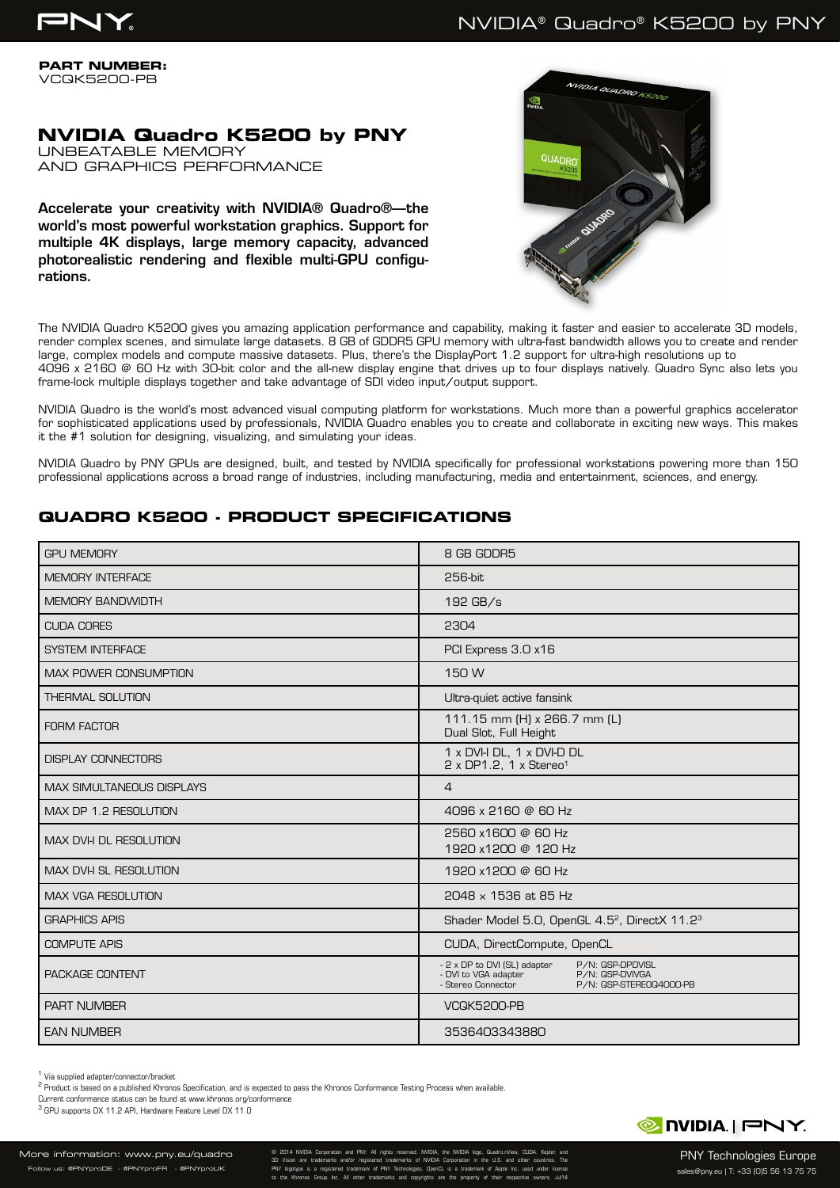**PART NUMBER:**
VCQK5200-PB

# NVIDIA Quadro K5200 by PNY

UNBEATABLE MEMORY
AND GRAPHICS PERFORMANCE

**Accelerate your creativity with NVIDIA® Quadro®—the world's most powerful workstation graphics. Support for multiple 4K displays, large memory capacity, advanced photorealistic rendering and flexible multi-GPU configurations.**

The NVIDIA Quadro K5200 gives you amazing application performance and capability, making it faster and easier to accelerate 3D models, render complex scenes, and simulate large datasets. 8 GB of GDDR5 GPU memory with ultra-fast bandwidth allows you to create and render large, complex models and compute massive datasets. Plus, there's the DisplayPort 1.2 support for ultra-high resolutions up to 4096 x 2160 @ 60 Hz with 30-bit color and the all-new display engine that drives up to four displays natively. Quadro Sync also lets you frame-lock multiple displays together and take advantage of SDI video input/output support.

NVIDIA Quadro is the world's most advanced visual computing platform for workstations. Much more than a powerful graphics accelerator for sophisticated applications used by professionals, NVIDIA Quadro enables you to create and collaborate in exciting new ways. This makes it the #1 solution for designing, visualizing, and simulating your ideas.

NVIDIA Quadro by PNY GPUs are designed, built, and tested by NVIDIA specifically for professional workstations powering more than 150 professional applications across a broad range of industries, including manufacturing, media and entertainment, sciences, and energy.

## QUADRO K5200 - PRODUCT SPECIFICATIONS

| | |
|---|---|
| GPU MEMORY | 8 GB GDDR5 |
| MEMORY INTERFACE | 256-bit |
| MEMORY BANDWIDTH | 192 GB/s |
| CUDA CORES | 2304 |
| SYSTEM INTERFACE | PCI Express 3.0 x16 |
| MAX POWER CONSUMPTION | 150 W |
| THERMAL SOLUTION | Ultra-quiet active fansink |
| FORM FACTOR | 111.15 mm (H) x 266.7 mm (L)<br>Dual Slot, Full Height |
| DISPLAY CONNECTORS | 1 x DVI-I DL, 1 x DVI-D DL<br>2 x DP1.2, 1 x Stereo[1] |
| MAX SIMULTANEOUS DISPLAYS | 4 |
| MAX DP 1.2 RESOLUTION | 4096 x 2160 @ 60 Hz |
| MAX DVI-I DL RESOLUTION | 2560 x1600 @ 60 Hz<br>1920 x1200 @ 120 Hz |
| MAX DVI-I SL RESOLUTION | 1920 x1200 @ 60 Hz |
| MAX VGA RESOLUTION | 2048 x 1536 at 85 Hz |
| GRAPHICS APIS | Shader Model 5.0, OpenGL 4.5[2], DirectX 11.2[3] |
| COMPUTE APIS | CUDA, DirectCompute, OpenCL |
| PACKAGE CONTENT | - 2 x DP to DVI (SL) adapter P/N: QSP-DPDVISL<br>- DVI to VGA adapter P/N: QSP-DVIVGA<br>- Stereo Connector P/N: QSP-STEREOQ4000-PB |
| PART NUMBER | VCQK5200-PB |
| EAN NUMBER | 3536403343880 |

[1] Via supplied adapter/connector/bracket
[2] Product is based on a published Khronos Specification, and is expected to pass the Khronos Conformance Testing Process when available. Current conformance status can be found at www.khronos.org/conformance
[3] GPU supports DX 11.2 API, Hardware Feature Level DX 11.0

More information: www.pny.eu/quadro
Follow us: @PNYproDE - @PNYproFR - @PNYproUK

© 2014 NVIDIA Corporation and PNY. All rights reserved. NVIDIA, the NVIDIA logo, Quadro,nView, CUDA, Kepler, and 3D Vision are trademarks and/or registered trademarks of NVIDIA Corporation in the U.S. and other countries. The PNY logotype is a registered trademark of PNY Technologies. OpenCL is a trademark of Apple Inc. used under license to the Khronos Group Inc. All other trademarks and copyrights are the property of their respective owners. Jul14

PNY Technologies Europe
sales@pny.eu | T: +33 (0)5 56 13 75 75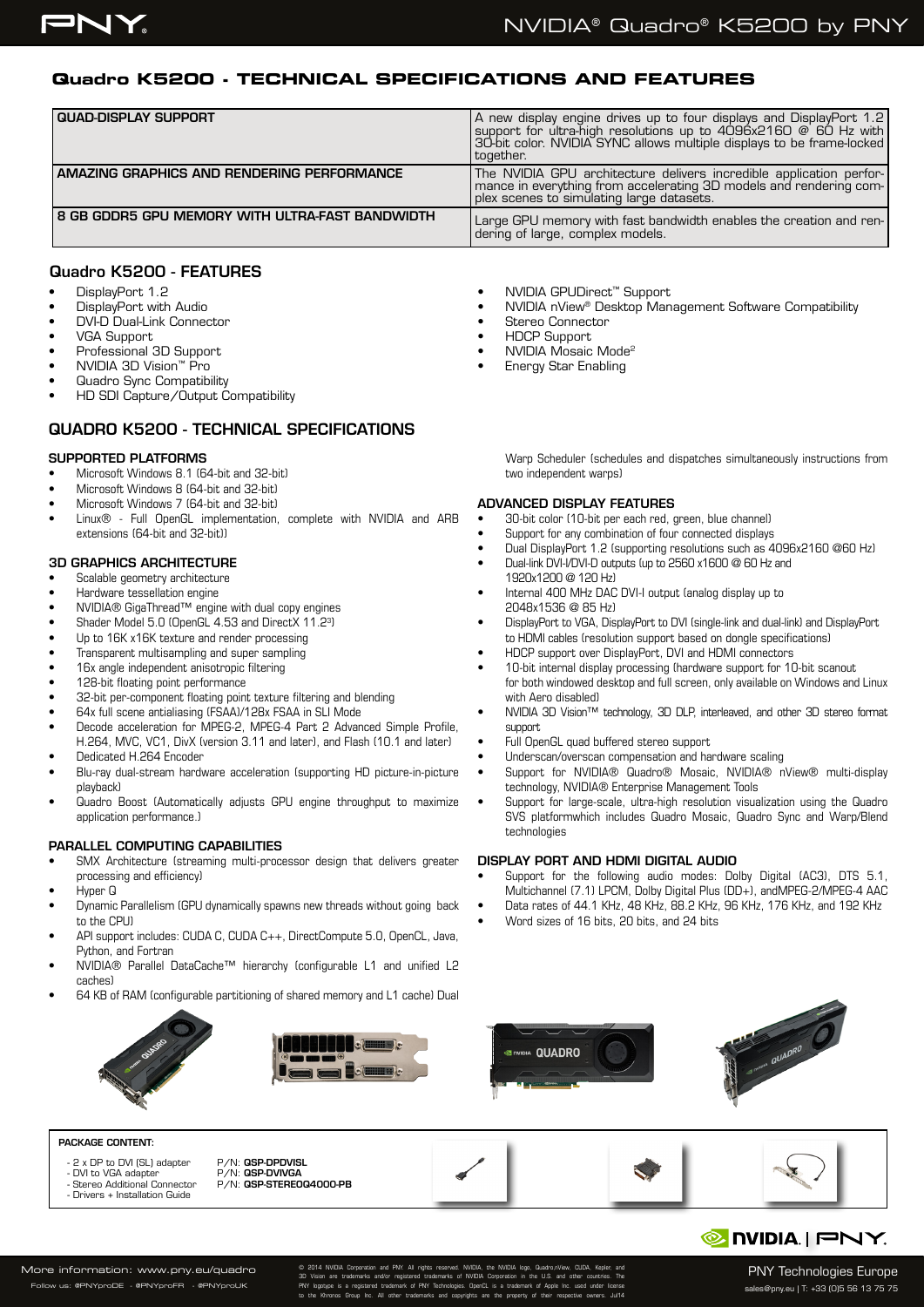## Quadro K5200 - TECHNICAL SPECIFICATIONS AND FEATURES

| | |
|---|---|
| **QUAD-DISPLAY SUPPORT** | A new display engine drives up to four displays and DisplayPort 1.2 support for ultra-high resolutions up to 4096x2160 @ 60 Hz with 30-bit color. NVIDIA SYNC allows multiple displays to be frame-locked together. |
| **AMAZING GRAPHICS AND RENDERING PERFORMANCE** | The NVIDIA GPU architecture delivers incredible application performance in everything from accelerating 3D models and rendering complex scenes to simulating large datasets. |
| **8 GB GDDR5 GPU MEMORY WITH ULTRA-FAST BANDWIDTH** | Large GPU memory with fast bandwidth enables the creation and rendering of large, complex models. |

## Quadro K5200 - FEATURES

- DisplayPort 1.2
- DisplayPort with Audio
- DVI-D Dual-Link Connector
- VGA Support
- Professional 3D Support
- NVIDIA 3D Vision™ Pro
- Quadro Sync Compatibility
- HD SDI Capture/Output Compatibility
- NVIDIA GPUDirect™ Support
- NVIDIA nView® Desktop Management Software Compatibility
- Stereo Connector
- HDCP Support
- NVIDIA Mosaic Mode[2]
- Energy Star Enabling

## QUADRO K5200 - TECHNICAL SPECIFICATIONS

### SUPPORTED PLATFORMS

- Microsoft Windows 8.1 (64-bit and 32-bit)
- Microsoft Windows 8 (64-bit and 32-bit)
- Microsoft Windows 7 (64-bit and 32-bit)
- Linux® - Full OpenGL implementation, complete with NVIDIA and ARB extensions (64-bit and 32-bit))

### 3D GRAPHICS ARCHITECTURE

- Scalable geometry architecture
- Hardware tessellation engine
- NVIDIA® GigaThread™ engine with dual copy engines
- Shader Model 5.0 (OpenGL 4.53 and DirectX 11.2[3])
- Up to 16K x16K texture and render processing
- Transparent multisampling and super sampling
- 16x angle independent anisotropic filtering
- 128-bit floating point performance
- 32-bit per-component floating point texture filtering and blending
- 64x full scene antialiasing (FSAA)/128x FSAA in SLI Mode
- Decode acceleration for MPEG-2, MPEG-4 Part 2 Advanced Simple Profile, H.264, MVC, VC1, DivX (version 3.11 and later), and Flash (10.1 and later)
- Dedicated H.264 Encoder
- Blu-ray dual-stream hardware acceleration (supporting HD picture-in-picture playback)
- Quadro Boost (Automatically adjusts GPU engine throughput to maximize application performance.)

### PARALLEL COMPUTING CAPABILITIES

- SMX Architecture (streaming multi-processor design that delivers greater processing and efficiency)
- Hyper Q
- Dynamic Parallelism (GPU dynamically spawns new threads without going back to the CPU)
- API support includes: CUDA C, CUDA C++, DirectCompute 5.0, OpenCL, Java, Python, and Fortran
- NVIDIA® Parallel DataCache™ hierarchy (configurable L1 and unified L2 caches)
- 64 KB of RAM (configurable partitioning of shared memory and L1 cache) Dual Warp Scheduler (schedules and dispatches simultaneously instructions from two independent warps)

### ADVANCED DISPLAY FEATURES

- 30-bit color (10-bit per each red, green, blue channel)
- Support for any combination of four connected displays
- Dual DisplayPort 1.2 (supporting resolutions such as 4096x2160 @60 Hz)
- Dual-link DVI-I/DVI-D outputs (up to 2560 x1600 @ 60 Hz and 1920x1200 @ 120 Hz)
- Internal 400 MHz DAC DVI-I output (analog display up to 2048x1536 @ 85 Hz)
- DisplayPort to VGA, DisplayPort to DVI (single-link and dual-link) and DisplayPort to HDMI cables (resolution support based on dongle specifications)
- HDCP support over DisplayPort, DVI and HDMI connectors
- 10-bit internal display processing (hardware support for 10-bit scanout for both windowed desktop and full screen, only available on Windows and Linux with Aero disabled)
- NVIDIA 3D Vision™ technology, 3D DLP, interleaved, and other 3D stereo format support
- Full OpenGL quad buffered stereo support
- Underscan/overscan compensation and hardware scaling
- Support for NVIDIA® Quadro® Mosaic, NVIDIA® nView® multi-display technology, NVIDIA® Enterprise Management Tools
- Support for large-scale, ultra-high resolution visualization using the Quadro SVS platformwhich includes Quadro Mosaic, Quadro Sync and Warp/Blend technologies

### DISPLAY PORT AND HDMI DIGITAL AUDIO

- Support for the following audio modes: Dolby Digital (AC3), DTS 5.1, Multichannel (7.1) LPCM, Dolby Digital Plus (DD+), andMPEG-2/MPEG-4 AAC
- Data rates of 44.1 KHz, 48 KHz, 88.2 KHz, 96 KHz, 176 KHz, and 192 KHz
- Word sizes of 16 bits, 20 bits, and 24 bits

**PACKAGE CONTENT:**

- 2 x DP to DVI (SL) adapter — P/N: **QSP-DPDVISL**
- DVI to VGA adapter — P/N: **QSP-DVIVGA**
- Stereo Additional Connector — P/N: **QSP-STEREOQ4000-PB**
- Drivers + Installation Guide

More information: www.pny.eu/quadro

Follow us: @PNYproDE - @PNYproFR - @PNYproUK

© 2014 NVIDIA Corporation and PNY. All rights reserved. NVIDIA, the NVIDIA logo, Quadro,nView, CUDA, Kepler, and 3D Vision are trademarks and/or registered trademarks of NVIDIA Corporation in the U.S. and other countries. The PNY logotype is a registered trademark of PNY Technologies. OpenCL is a trademark of Apple Inc. used under license to the Khronos Group Inc. All other trademarks and copyrights are the property of their respective owners. Jul14

PNY Technologies Europe

sales@pny.eu | T: +33 (0)5 56 13 75 75